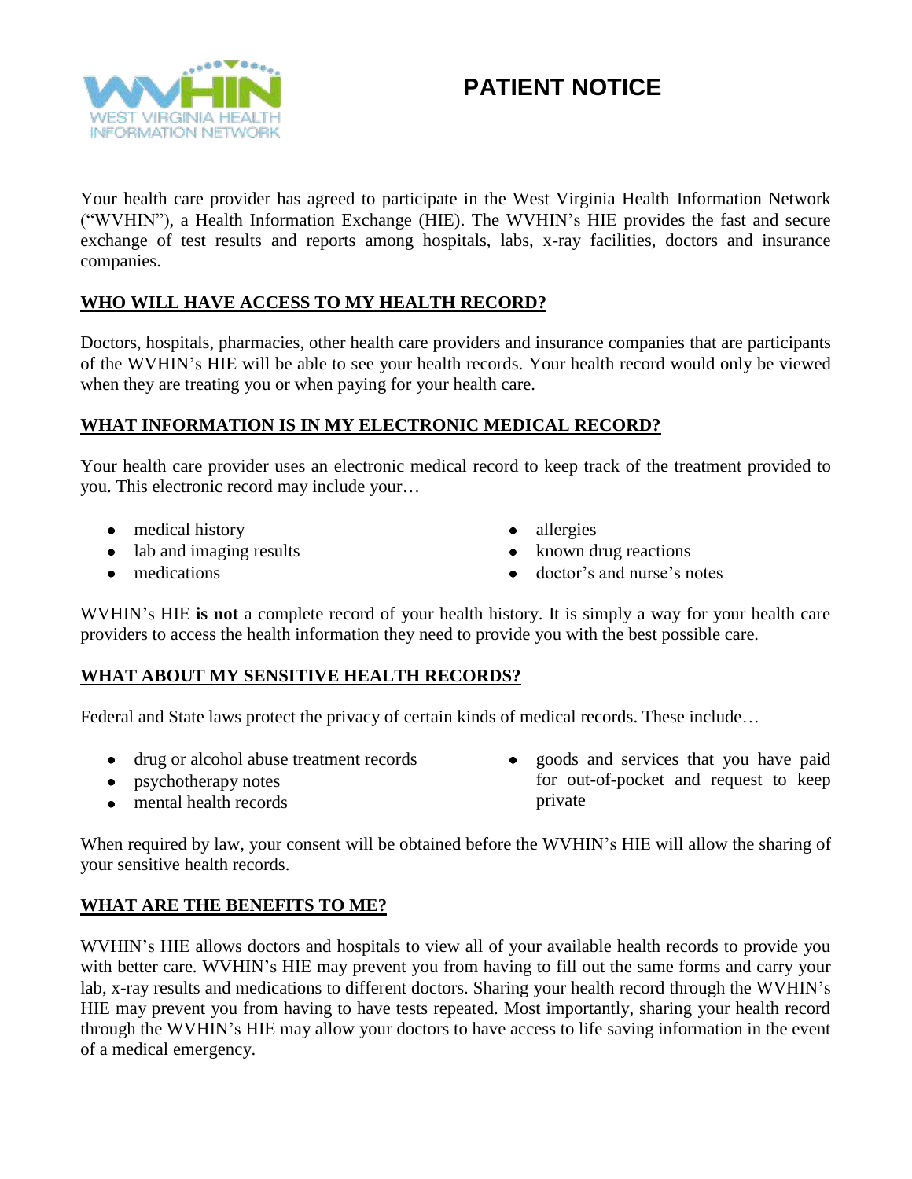# PATIENT NOTICE

Your health care provider has agreed to participate in the West Virginia Health Information Network ("WVHIN"), a Health Information Exchange (HIE). The WVHIN's HIE provides the fast and secure exchange of test results and reports among hospitals, labs, x-ray facilities, doctors and insurance companies.

## WHO WILL HAVE ACCESS TO MY HEALTH RECORD?

Doctors, hospitals, pharmacies, other health care providers and insurance companies that are participants of the WVHIN's HIE will be able to see your health records. Your health record would only be viewed when they are treating you or when paying for your health care.

## WHAT INFORMATION IS IN MY ELECTRONIC MEDICAL RECORD?

Your health care provider uses an electronic medical record to keep track of the treatment provided to you. This electronic record may include your…

- medical history
- lab and imaging results
- medications
- allergies
- known drug reactions
- doctor's and nurse's notes

WVHIN's HIE **is not** a complete record of your health history. It is simply a way for your health care providers to access the health information they need to provide you with the best possible care.

## WHAT ABOUT MY SENSITIVE HEALTH RECORDS?

Federal and State laws protect the privacy of certain kinds of medical records. These include…

- drug or alcohol abuse treatment records
- psychotherapy notes
- mental health records
- goods and services that you have paid for out-of-pocket and request to keep private

When required by law, your consent will be obtained before the WVHIN's HIE will allow the sharing of your sensitive health records.

## WHAT ARE THE BENEFITS TO ME?

WVHIN's HIE allows doctors and hospitals to view all of your available health records to provide you with better care. WVHIN's HIE may prevent you from having to fill out the same forms and carry your lab, x-ray results and medications to different doctors. Sharing your health record through the WVHIN's HIE may prevent you from having to have tests repeated. Most importantly, sharing your health record through the WVHIN's HIE may allow your doctors to have access to life saving information in the event of a medical emergency.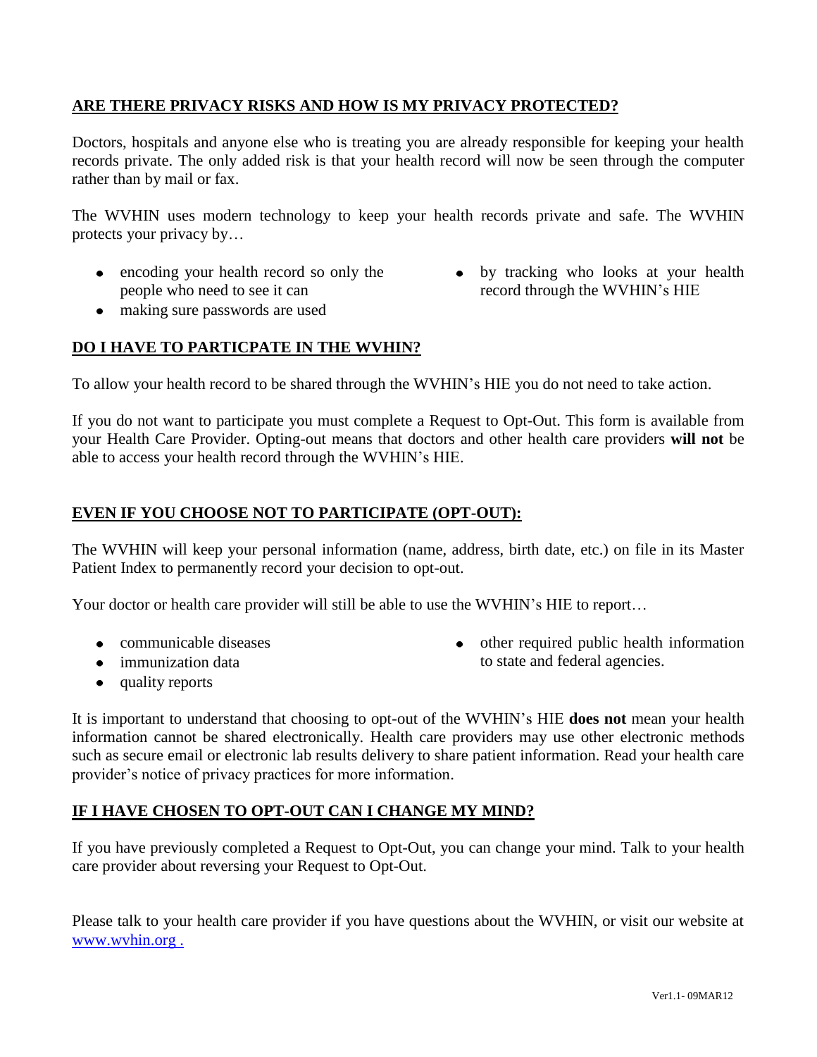## ARE THERE PRIVACY RISKS AND HOW IS MY PRIVACY PROTECTED?

Doctors, hospitals and anyone else who is treating you are already responsible for keeping your health records private. The only added risk is that your health record will now be seen through the computer rather than by mail or fax.

The WVHIN uses modern technology to keep your health records private and safe. The WVHIN protects your privacy by…

- encoding your health record so only the people who need to see it can
- making sure passwords are used
- by tracking who looks at your health record through the WVHIN's HIE

## DO I HAVE TO PARTICPATE IN THE WVHIN?

To allow your health record to be shared through the WVHIN's HIE you do not need to take action.

If you do not want to participate you must complete a Request to Opt-Out. This form is available from your Health Care Provider. Opting-out means that doctors and other health care providers **will not** be able to access your health record through the WVHIN's HIE.

## EVEN IF YOU CHOOSE NOT TO PARTICIPATE (OPT-OUT):

The WVHIN will keep your personal information (name, address, birth date, etc.) on file in its Master Patient Index to permanently record your decision to opt-out.

Your doctor or health care provider will still be able to use the WVHIN's HIE to report…

- communicable diseases
- immunization data
- quality reports
- other required public health information to state and federal agencies.

It is important to understand that choosing to opt-out of the WVHIN's HIE **does not** mean your health information cannot be shared electronically. Health care providers may use other electronic methods such as secure email or electronic lab results delivery to share patient information. Read your health care provider's notice of privacy practices for more information.

## IF I HAVE CHOSEN TO OPT-OUT CAN I CHANGE MY MIND?

If you have previously completed a Request to Opt-Out, you can change your mind. Talk to your health care provider about reversing your Request to Opt-Out.

Please talk to your health care provider if you have questions about the WVHIN, or visit our website at [www.wvhin.org .](http://www.wvhin.org)

Ver1.1- 09MAR12